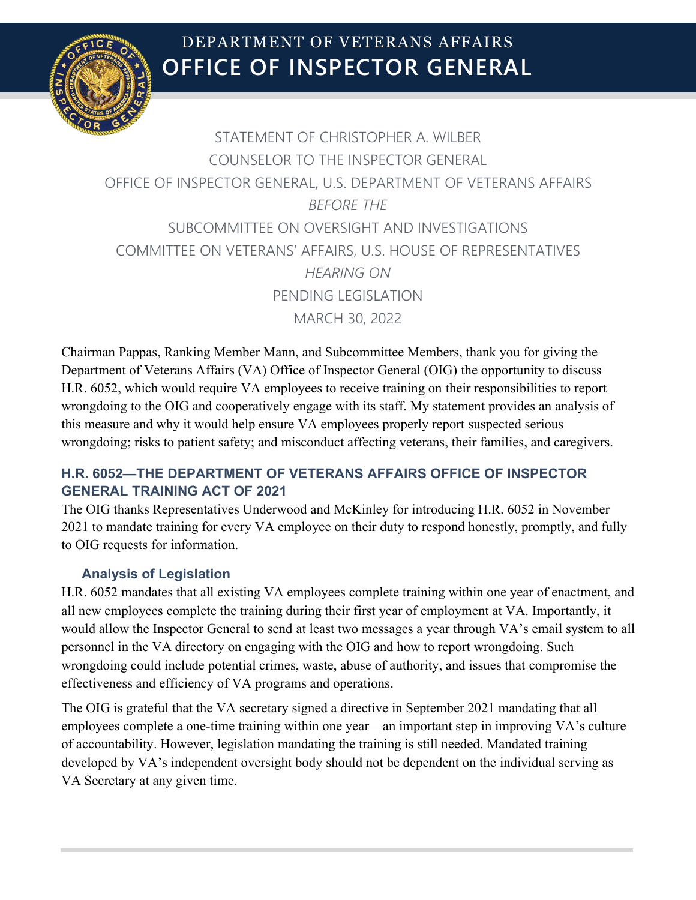# DEPARTMENT OF VETERANS AFFAIRS
# OFFICE OF INSPECTOR GENERAL

STATEMENT OF CHRISTOPHER A. WILBER
COUNSELOR TO THE INSPECTOR GENERAL
OFFICE OF INSPECTOR GENERAL, U.S. DEPARTMENT OF VETERANS AFFAIRS
*BEFORE THE*
SUBCOMMITTEE ON OVERSIGHT AND INVESTIGATIONS
COMMITTEE ON VETERANS' AFFAIRS, U.S. HOUSE OF REPRESENTATIVES
*HEARING ON*
PENDING LEGISLATION
MARCH 30, 2022

Chairman Pappas, Ranking Member Mann, and Subcommittee Members, thank you for giving the Department of Veterans Affairs (VA) Office of Inspector General (OIG) the opportunity to discuss H.R. 6052, which would require VA employees to receive training on their responsibilities to report wrongdoing to the OIG and cooperatively engage with its staff. My statement provides an analysis of this measure and why it would help ensure VA employees properly report suspected serious wrongdoing; risks to patient safety; and misconduct affecting veterans, their families, and caregivers.

## H.R. 6052—THE DEPARTMENT OF VETERANS AFFAIRS OFFICE OF INSPECTOR GENERAL TRAINING ACT OF 2021

The OIG thanks Representatives Underwood and McKinley for introducing H.R. 6052 in November 2021 to mandate training for every VA employee on their duty to respond honestly, promptly, and fully to OIG requests for information.

### Analysis of Legislation

H.R. 6052 mandates that all existing VA employees complete training within one year of enactment, and all new employees complete the training during their first year of employment at VA. Importantly, it would allow the Inspector General to send at least two messages a year through VA's email system to all personnel in the VA directory on engaging with the OIG and how to report wrongdoing. Such wrongdoing could include potential crimes, waste, abuse of authority, and issues that compromise the effectiveness and efficiency of VA programs and operations.

The OIG is grateful that the VA secretary signed a directive in September 2021 mandating that all employees complete a one-time training within one year—an important step in improving VA's culture of accountability. However, legislation mandating the training is still needed. Mandated training developed by VA's independent oversight body should not be dependent on the individual serving as VA Secretary at any given time.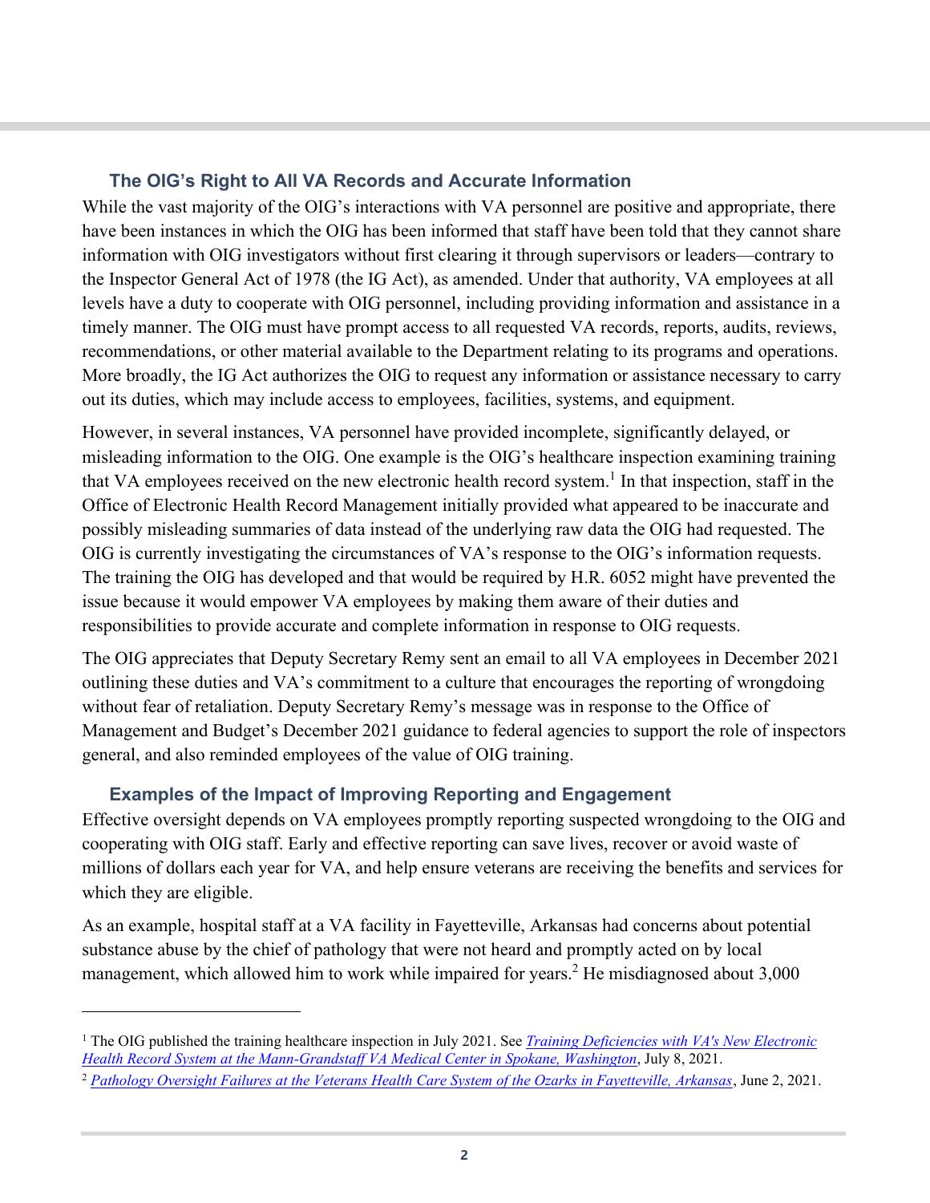## The OIG's Right to All VA Records and Accurate Information

While the vast majority of the OIG's interactions with VA personnel are positive and appropriate, there have been instances in which the OIG has been informed that staff have been told that they cannot share information with OIG investigators without first clearing it through supervisors or leaders—contrary to the Inspector General Act of 1978 (the IG Act), as amended. Under that authority, VA employees at all levels have a duty to cooperate with OIG personnel, including providing information and assistance in a timely manner. The OIG must have prompt access to all requested VA records, reports, audits, reviews, recommendations, or other material available to the Department relating to its programs and operations. More broadly, the IG Act authorizes the OIG to request any information or assistance necessary to carry out its duties, which may include access to employees, facilities, systems, and equipment.

However, in several instances, VA personnel have provided incomplete, significantly delayed, or misleading information to the OIG. One example is the OIG's healthcare inspection examining training that VA employees received on the new electronic health record system.[1] In that inspection, staff in the Office of Electronic Health Record Management initially provided what appeared to be inaccurate and possibly misleading summaries of data instead of the underlying raw data the OIG had requested. The OIG is currently investigating the circumstances of VA's response to the OIG's information requests. The training the OIG has developed and that would be required by H.R. 6052 might have prevented the issue because it would empower VA employees by making them aware of their duties and responsibilities to provide accurate and complete information in response to OIG requests.

The OIG appreciates that Deputy Secretary Remy sent an email to all VA employees in December 2021 outlining these duties and VA's commitment to a culture that encourages the reporting of wrongdoing without fear of retaliation. Deputy Secretary Remy's message was in response to the Office of Management and Budget's December 2021 guidance to federal agencies to support the role of inspectors general, and also reminded employees of the value of OIG training.

## Examples of the Impact of Improving Reporting and Engagement

Effective oversight depends on VA employees promptly reporting suspected wrongdoing to the OIG and cooperating with OIG staff. Early and effective reporting can save lives, recover or avoid waste of millions of dollars each year for VA, and help ensure veterans are receiving the benefits and services for which they are eligible.

As an example, hospital staff at a VA facility in Fayetteville, Arkansas had concerns about potential substance abuse by the chief of pathology that were not heard and promptly acted on by local management, which allowed him to work while impaired for years.[2] He misdiagnosed about 3,000

---

[1] The OIG published the training healthcare inspection in July 2021. See *Training Deficiencies with VA's New Electronic Health Record System at the Mann-Grandstaff VA Medical Center in Spokane, Washington*, July 8, 2021.

[2] *Pathology Oversight Failures at the Veterans Health Care System of the Ozarks in Fayetteville, Arkansas*, June 2, 2021.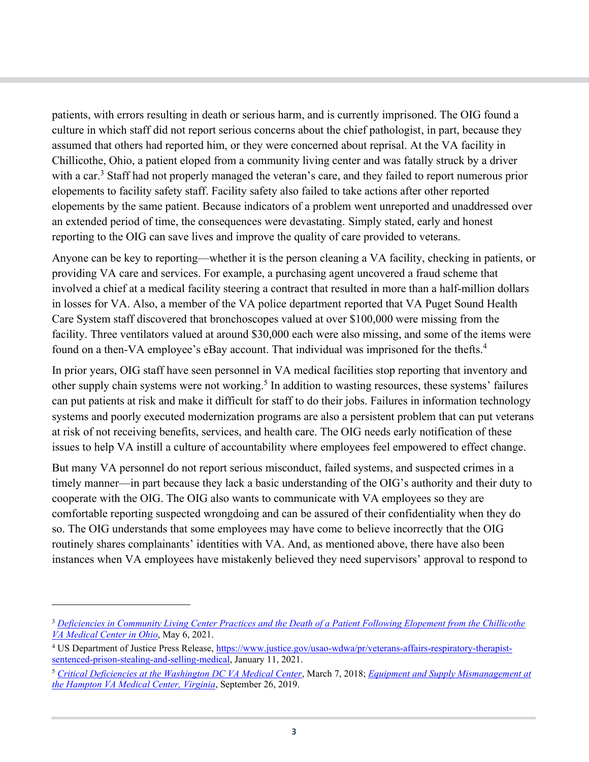patients, with errors resulting in death or serious harm, and is currently imprisoned. The OIG found a culture in which staff did not report serious concerns about the chief pathologist, in part, because they assumed that others had reported him, or they were concerned about reprisal. At the VA facility in Chillicothe, Ohio, a patient eloped from a community living center and was fatally struck by a driver with a car.[3] Staff had not properly managed the veteran's care, and they failed to report numerous prior elopements to facility safety staff. Facility safety also failed to take actions after other reported elopements by the same patient. Because indicators of a problem went unreported and unaddressed over an extended period of time, the consequences were devastating. Simply stated, early and honest reporting to the OIG can save lives and improve the quality of care provided to veterans.

Anyone can be key to reporting—whether it is the person cleaning a VA facility, checking in patients, or providing VA care and services. For example, a purchasing agent uncovered a fraud scheme that involved a chief at a medical facility steering a contract that resulted in more than a half-million dollars in losses for VA. Also, a member of the VA police department reported that VA Puget Sound Health Care System staff discovered that bronchoscopes valued at over $100,000 were missing from the facility. Three ventilators valued at around $30,000 each were also missing, and some of the items were found on a then-VA employee's eBay account. That individual was imprisoned for the thefts.[4]

In prior years, OIG staff have seen personnel in VA medical facilities stop reporting that inventory and other supply chain systems were not working.[5] In addition to wasting resources, these systems' failures can put patients at risk and make it difficult for staff to do their jobs. Failures in information technology systems and poorly executed modernization programs are also a persistent problem that can put veterans at risk of not receiving benefits, services, and health care. The OIG needs early notification of these issues to help VA instill a culture of accountability where employees feel empowered to effect change.

But many VA personnel do not report serious misconduct, failed systems, and suspected crimes in a timely manner—in part because they lack a basic understanding of the OIG's authority and their duty to cooperate with the OIG. The OIG also wants to communicate with VA employees so they are comfortable reporting suspected wrongdoing and can be assured of their confidentiality when they do so. The OIG understands that some employees may have come to believe incorrectly that the OIG routinely shares complainants' identities with VA. And, as mentioned above, there have also been instances when VA employees have mistakenly believed they need supervisors' approval to respond to

---

[3] *Deficiencies in Community Living Center Practices and the Death of a Patient Following Elopement from the Chillicothe VA Medical Center in Ohio*, May 6, 2021.

[4] US Department of Justice Press Release, https://www.justice.gov/usao-wdwa/pr/veterans-affairs-respiratory-therapist-sentenced-prison-stealing-and-selling-medical, January 11, 2021.

[5] *Critical Deficiencies at the Washington DC VA Medical Center*, March 7, 2018; *Equipment and Supply Mismanagement at the Hampton VA Medical Center, Virginia*, September 26, 2019.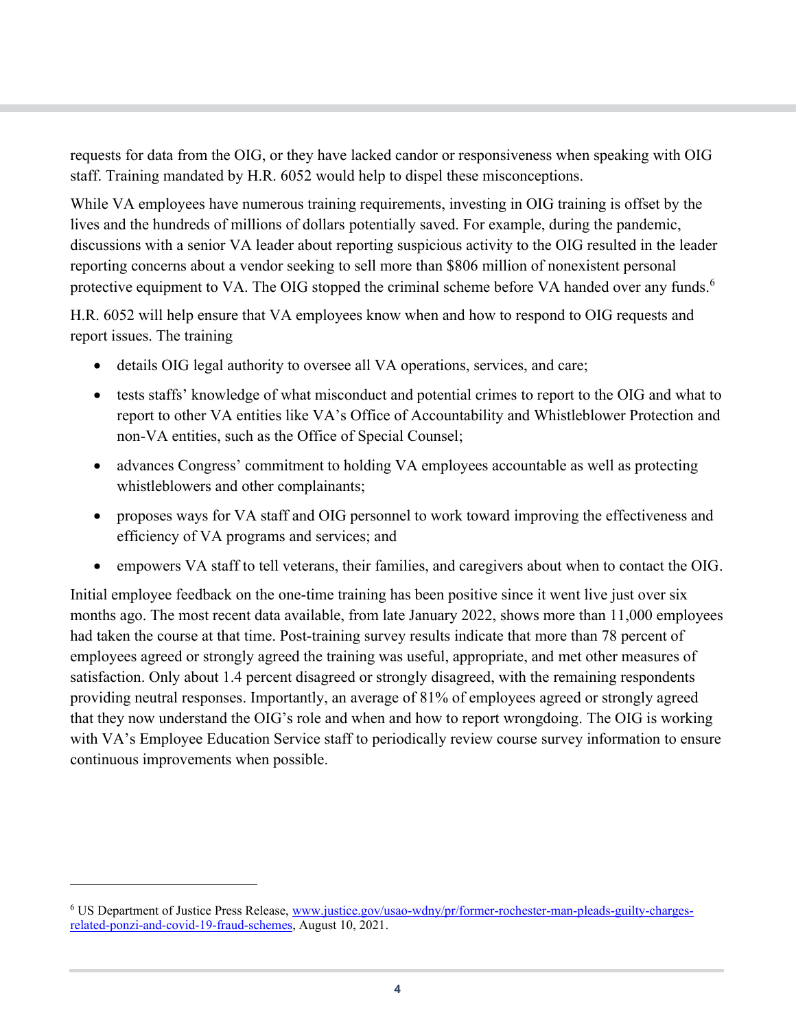requests for data from the OIG, or they have lacked candor or responsiveness when speaking with OIG staff. Training mandated by H.R. 6052 would help to dispel these misconceptions.

While VA employees have numerous training requirements, investing in OIG training is offset by the lives and the hundreds of millions of dollars potentially saved. For example, during the pandemic, discussions with a senior VA leader about reporting suspicious activity to the OIG resulted in the leader reporting concerns about a vendor seeking to sell more than $806 million of nonexistent personal protective equipment to VA. The OIG stopped the criminal scheme before VA handed over any funds.[6]

H.R. 6052 will help ensure that VA employees know when and how to respond to OIG requests and report issues. The training

- details OIG legal authority to oversee all VA operations, services, and care;
- tests staffs' knowledge of what misconduct and potential crimes to report to the OIG and what to report to other VA entities like VA's Office of Accountability and Whistleblower Protection and non-VA entities, such as the Office of Special Counsel;
- advances Congress' commitment to holding VA employees accountable as well as protecting whistleblowers and other complainants;
- proposes ways for VA staff and OIG personnel to work toward improving the effectiveness and efficiency of VA programs and services; and
- empowers VA staff to tell veterans, their families, and caregivers about when to contact the OIG.

Initial employee feedback on the one-time training has been positive since it went live just over six months ago. The most recent data available, from late January 2022, shows more than 11,000 employees had taken the course at that time. Post-training survey results indicate that more than 78 percent of employees agreed or strongly agreed the training was useful, appropriate, and met other measures of satisfaction. Only about 1.4 percent disagreed or strongly disagreed, with the remaining respondents providing neutral responses. Importantly, an average of 81% of employees agreed or strongly agreed that they now understand the OIG's role and when and how to report wrongdoing. The OIG is working with VA's Employee Education Service staff to periodically review course survey information to ensure continuous improvements when possible.

---

[6] US Department of Justice Press Release, www.justice.gov/usao-wdny/pr/former-rochester-man-pleads-guilty-charges-related-ponzi-and-covid-19-fraud-schemes, August 10, 2021.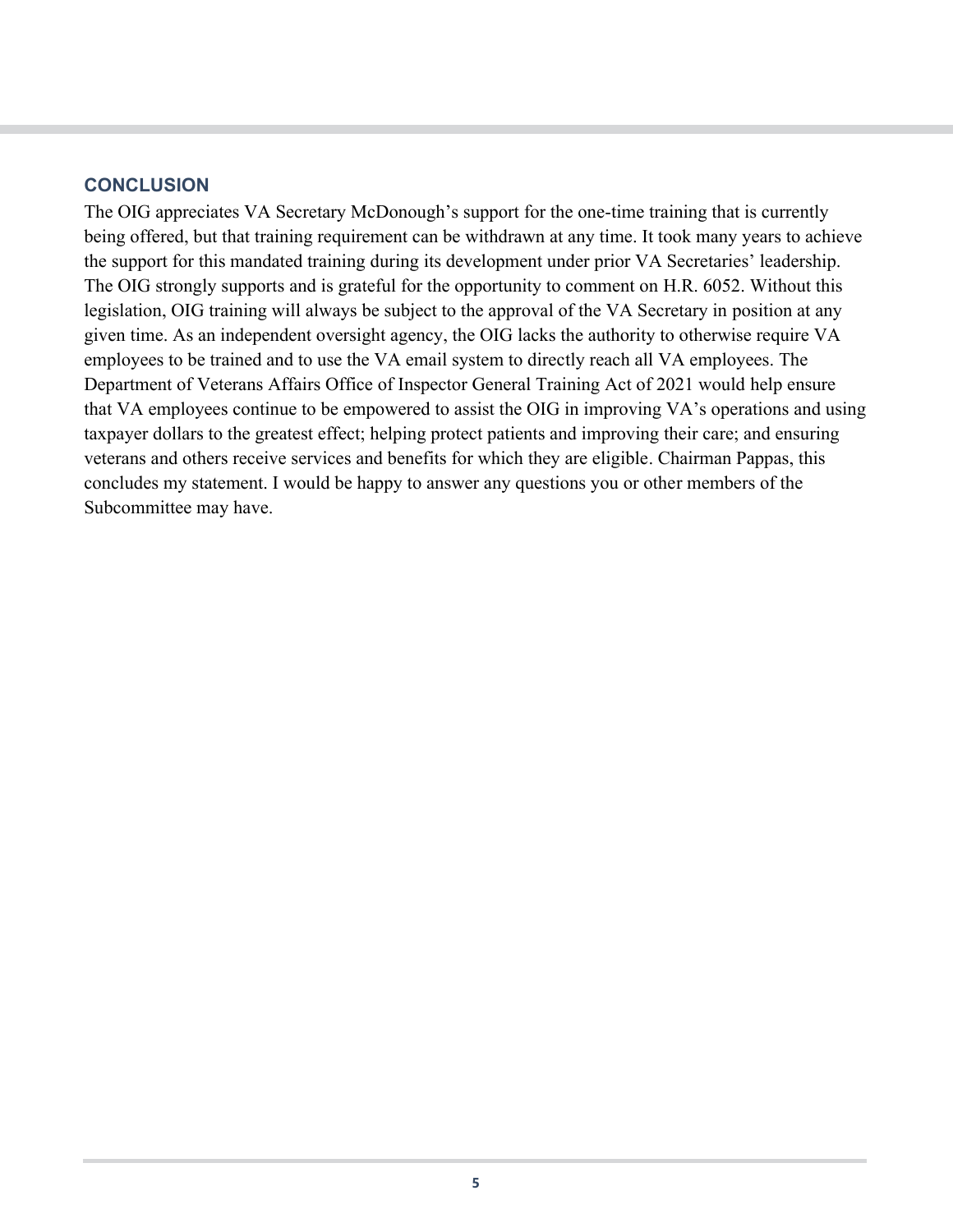## CONCLUSION

The OIG appreciates VA Secretary McDonough's support for the one-time training that is currently being offered, but that training requirement can be withdrawn at any time. It took many years to achieve the support for this mandated training during its development under prior VA Secretaries' leadership. The OIG strongly supports and is grateful for the opportunity to comment on H.R. 6052. Without this legislation, OIG training will always be subject to the approval of the VA Secretary in position at any given time. As an independent oversight agency, the OIG lacks the authority to otherwise require VA employees to be trained and to use the VA email system to directly reach all VA employees. The Department of Veterans Affairs Office of Inspector General Training Act of 2021 would help ensure that VA employees continue to be empowered to assist the OIG in improving VA's operations and using taxpayer dollars to the greatest effect; helping protect patients and improving their care; and ensuring veterans and others receive services and benefits for which they are eligible. Chairman Pappas, this concludes my statement. I would be happy to answer any questions you or other members of the Subcommittee may have.